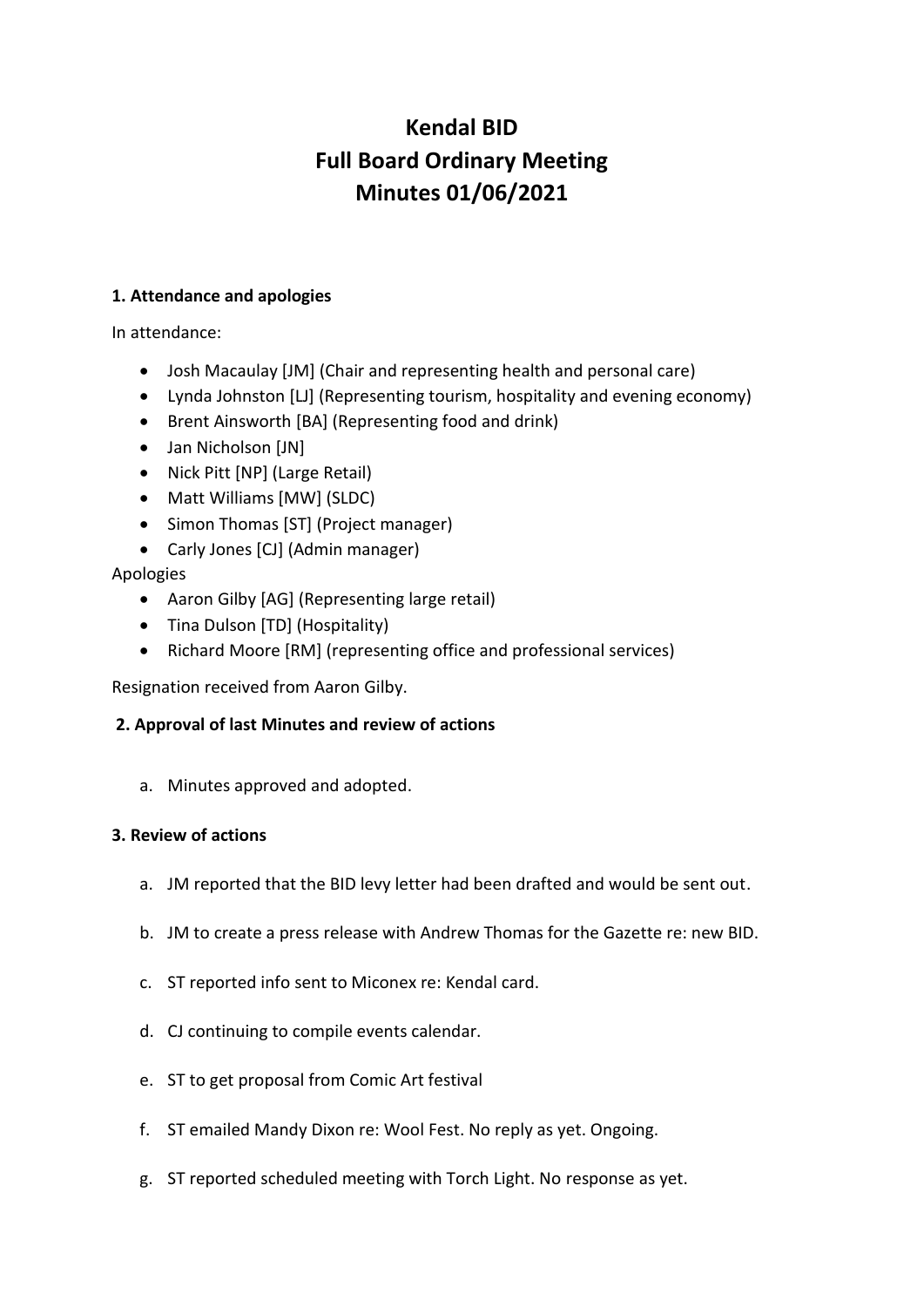# Kendal BID
# Full Board Ordinary Meeting
# Minutes 01/06/2021

### 1. Attendance and apologies

In attendance:

- Josh Macaulay [JM] (Chair and representing health and personal care)
- Lynda Johnston [LJ] (Representing tourism, hospitality and evening economy)
- Brent Ainsworth [BA] (Representing food and drink)
- Jan Nicholson [JN]
- Nick Pitt [NP] (Large Retail)
- Matt Williams [MW] (SLDC)
- Simon Thomas [ST] (Project manager)
- Carly Jones [CJ] (Admin manager)

Apologies

- Aaron Gilby [AG] (Representing large retail)
- Tina Dulson [TD] (Hospitality)
- Richard Moore [RM] (representing office and professional services)

Resignation received from Aaron Gilby.

### 2. Approval of last Minutes and review of actions

a. Minutes approved and adopted.

### 3. Review of actions

a. JM reported that the BID levy letter had been drafted and would be sent out.

b. JM to create a press release with Andrew Thomas for the Gazette re: new BID.

c. ST reported info sent to Miconex re: Kendal card.

d. CJ continuing to compile events calendar.

e. ST to get proposal from Comic Art festival

f. ST emailed Mandy Dixon re: Wool Fest. No reply as yet. Ongoing.

g. ST reported scheduled meeting with Torch Light. No response as yet.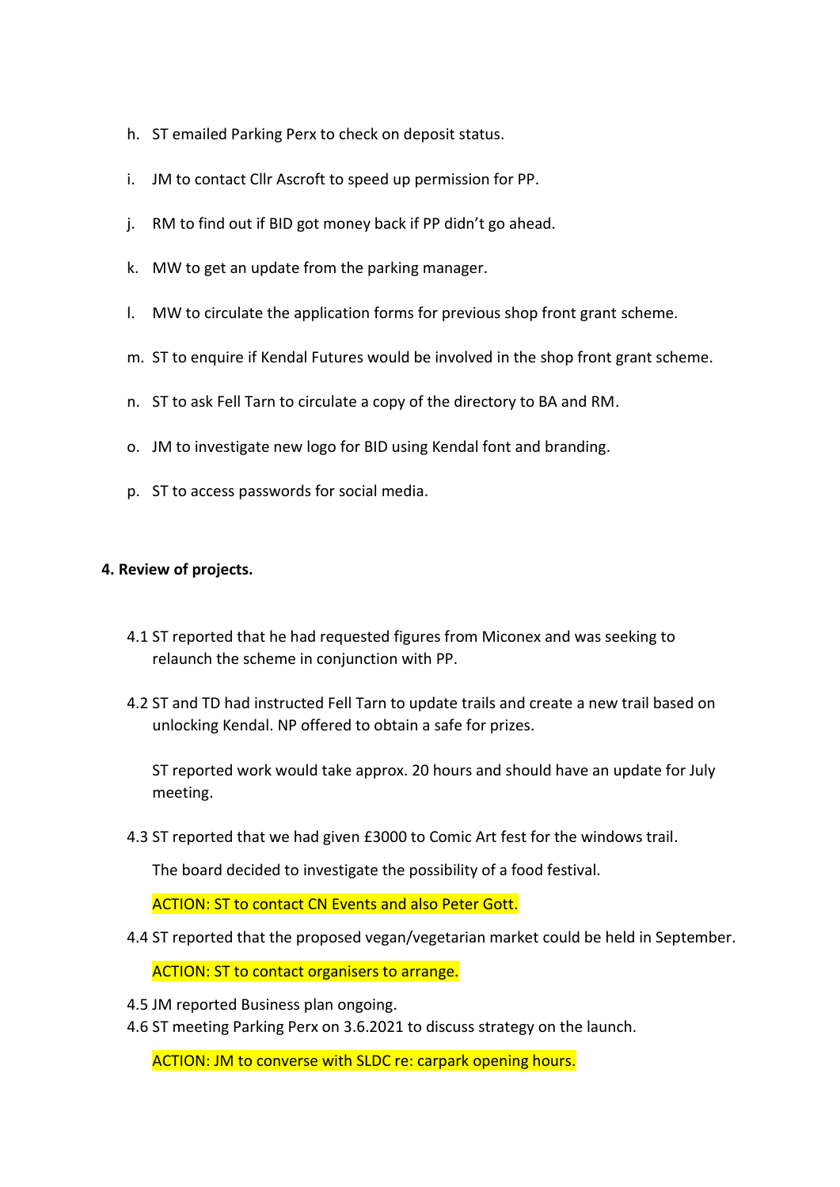h. ST emailed Parking Perx to check on deposit status.

i. JM to contact Cllr Ascroft to speed up permission for PP.

j. RM to find out if BID got money back if PP didn't go ahead.

k. MW to get an update from the parking manager.

l. MW to circulate the application forms for previous shop front grant scheme.

m. ST to enquire if Kendal Futures would be involved in the shop front grant scheme.

n. ST to ask Fell Tarn to circulate a copy of the directory to BA and RM.

o. JM to investigate new logo for BID using Kendal font and branding.

p. ST to access passwords for social media.

**4. Review of projects.**

4.1 ST reported that he had requested figures from Miconex and was seeking to relaunch the scheme in conjunction with PP.

4.2 ST and TD had instructed Fell Tarn to update trails and create a new trail based on unlocking Kendal. NP offered to obtain a safe for prizes.

ST reported work would take approx. 20 hours and should have an update for July meeting.

4.3 ST reported that we had given £3000 to Comic Art fest for the windows trail.

The board decided to investigate the possibility of a food festival.

ACTION: ST to contact CN Events and also Peter Gott.

4.4 ST reported that the proposed vegan/vegetarian market could be held in September.

ACTION: ST to contact organisers to arrange.

4.5 JM reported Business plan ongoing.

4.6 ST meeting Parking Perx on 3.6.2021 to discuss strategy on the launch.

ACTION: JM to converse with SLDC re: carpark opening hours.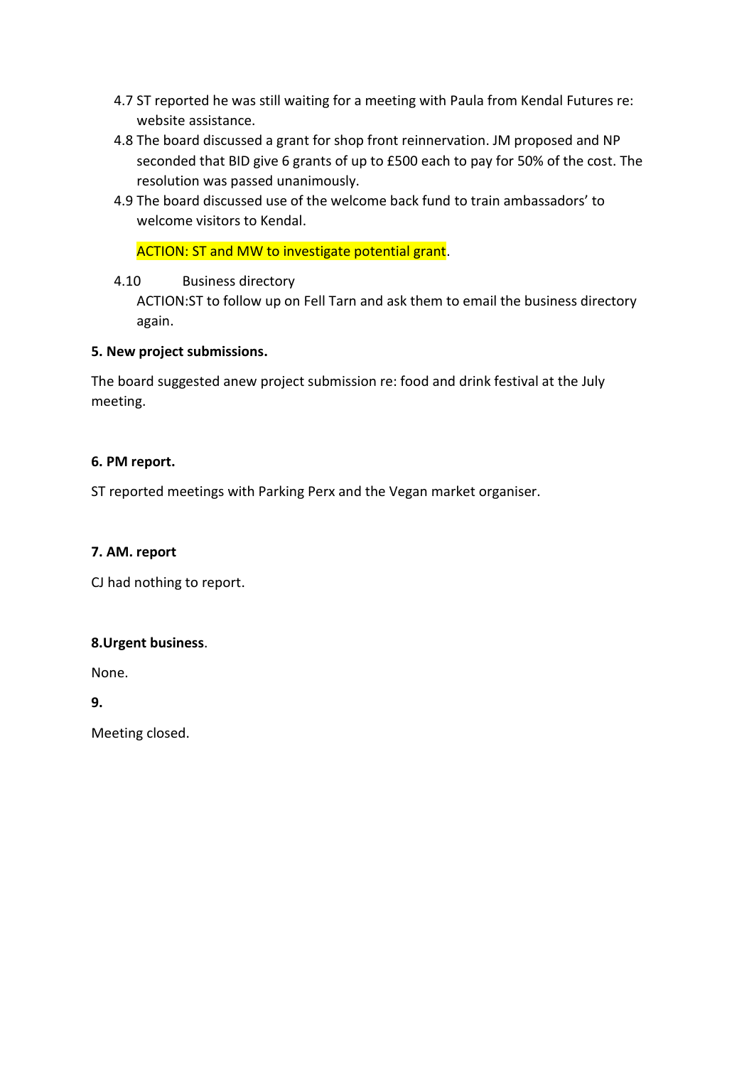4.7 ST reported he was still waiting for a meeting with Paula from Kendal Futures re: website assistance.

4.8 The board discussed a grant for shop front reinnervation. JM proposed and NP seconded that BID give 6 grants of up to £500 each to pay for 50% of the cost. The resolution was passed unanimously.

4.9 The board discussed use of the welcome back fund to train ambassadors' to welcome visitors to Kendal.

ACTION: ST and MW to investigate potential grant.

4.10 Business directory
ACTION:ST to follow up on Fell Tarn and ask them to email the business directory again.

**5. New project submissions.**

The board suggested anew project submission re: food and drink festival at the July meeting.

**6. PM report.**

ST reported meetings with Parking Perx and the Vegan market organiser.

**7. AM. report**

CJ had nothing to report.

**8.Urgent business**.

None.

**9.**

Meeting closed.